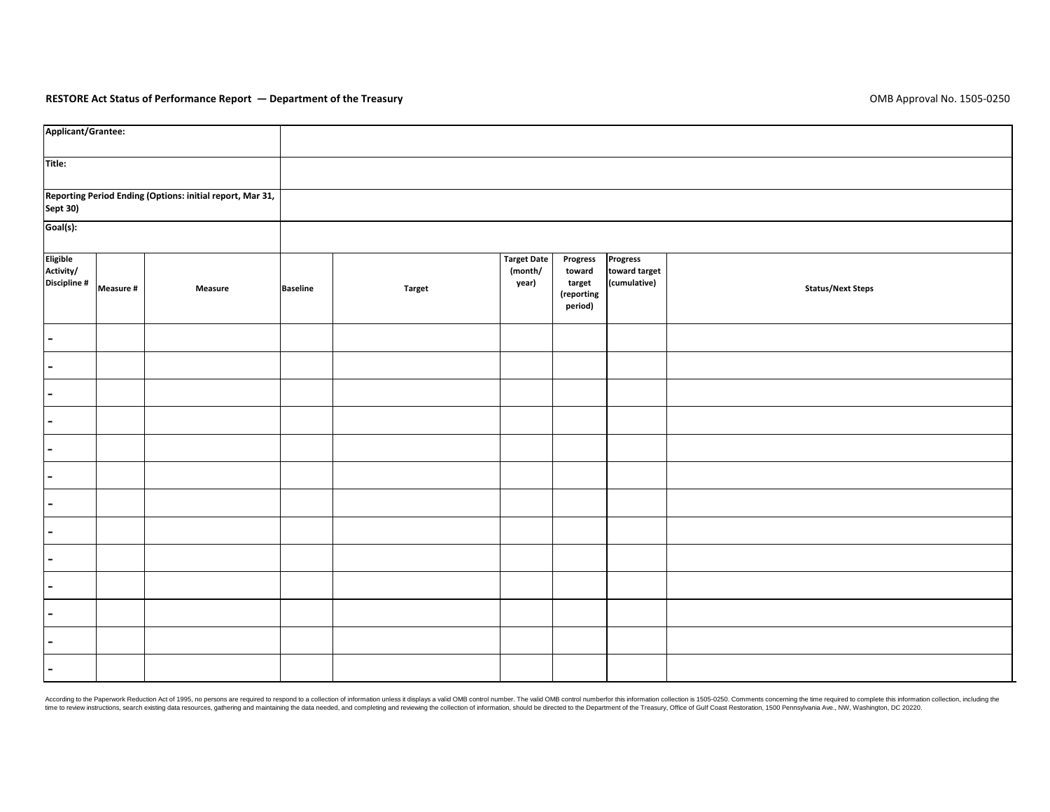**RESTORE Act Status of Performance Report — Department of the Treasury**

OMB Approval No. 1505-0250

| Applicant/Grantee: | |
|---|---|
| Title: | |
| Reporting Period Ending (Options: initial report, Mar 31, Sept 30) | |
| Goal(s): | |

| Eligible Activity/ Discipline # | Measure # | Measure | Baseline | Target | Target Date (month/ year) | Progress toward target (reporting period) | Progress toward target (cumulative) | Status/Next Steps |
|---|---|---|---|---|---|---|---|---|
| - | | | | | | | | |
| - | | | | | | | | |
| - | | | | | | | | |
| - | | | | | | | | |
| - | | | | | | | | |
| - | | | | | | | | |
| - | | | | | | | | |
| - | | | | | | | | |
| - | | | | | | | | |
| - | | | | | | | | |
| - | | | | | | | | |
| - | | | | | | | | |
| - | | | | | | | | |

According to the Paperwork Reduction Act of 1995, no persons are required to respond to a collection of information unless it displays a valid OMB control number. The valid OMB control numberfor this information collection is 1505-0250. Comments concerning the time required to complete this information collection, including the time to review instructions, search existing data resources, gathering and maintaining the data needed, and completing and reviewing the collection of information, should be directed to the Department of the Treasury, Office of Gulf Coast Restoration, 1500 Pennsylvania Ave., NW, Washington, DC 20220.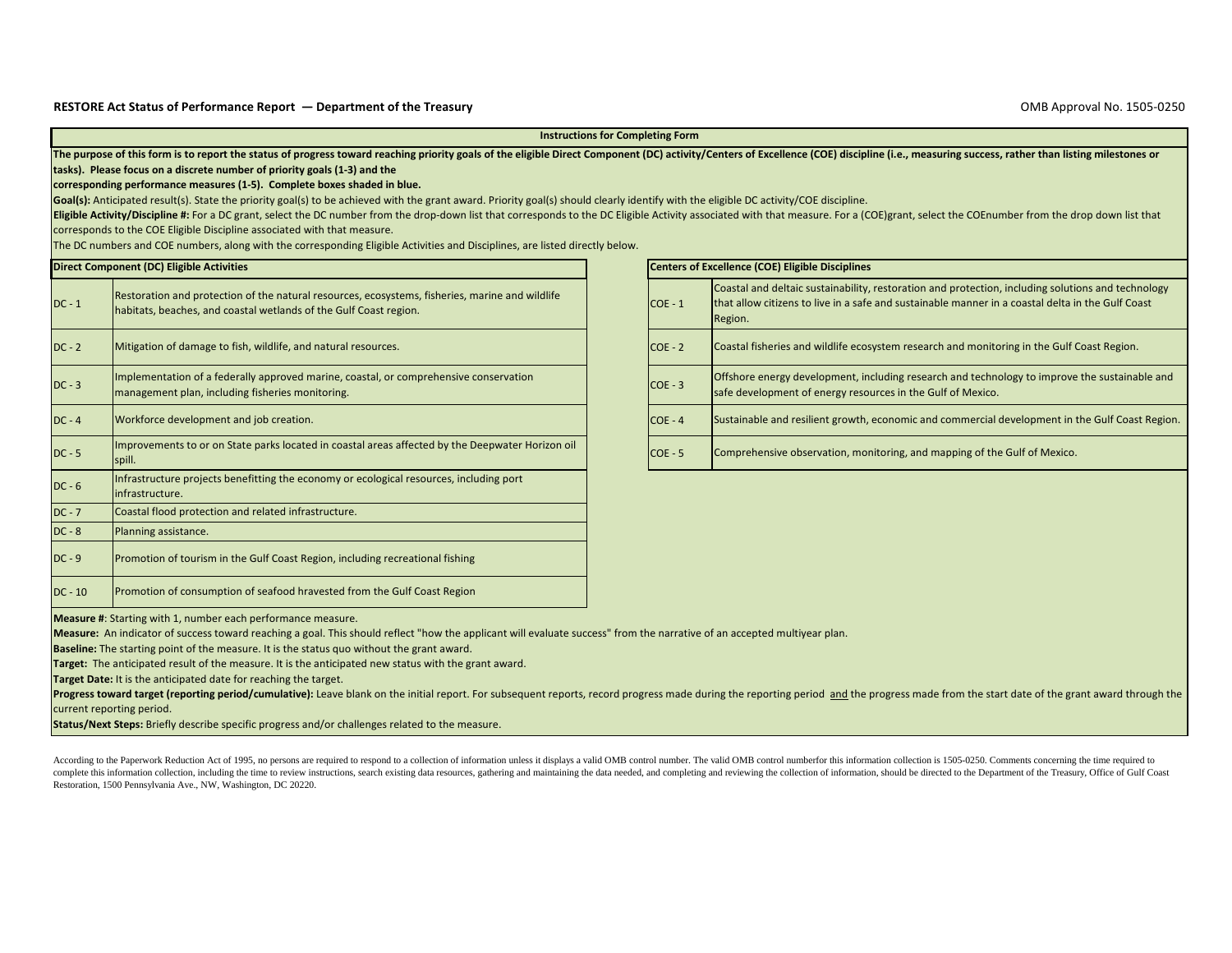**RESTORE Act Status of Performance Report — Department of the Treasury**

OMB Approval No. 1505-0250

## Instructions for Completing Form

**The purpose of this form is to report the status of progress toward reaching priority goals of the eligible Direct Component (DC) activity/Centers of Excellence (COE) discipline (i.e., measuring success, rather than listing milestones or tasks). Please focus on a discrete number of priority goals (1-3) and the corresponding performance measures (1-5). Complete boxes shaded in blue.**

**Goal(s):** Anticipated result(s). State the priority goal(s) to be achieved with the grant award. Priority goal(s) should clearly identify with the eligible DC activity/COE discipline.

**Eligible Activity/Discipline #:** For a DC grant, select the DC number from the drop-down list that corresponds to the DC Eligible Activity associated with that measure. For a (COE)grant, select the COEnumber from the drop down list that corresponds to the COE Eligible Discipline associated with that measure.

The DC numbers and COE numbers, along with the corresponding Eligible Activities and Disciplines, are listed directly below.

| Direct Component (DC) Eligible Activities | |
|---|---|
| DC - 1 | Restoration and protection of the natural resources, ecosystems, fisheries, marine and wildlife habitats, beaches, and coastal wetlands of the Gulf Coast region. |
| DC - 2 | Mitigation of damage to fish, wildlife, and natural resources. |
| DC - 3 | Implementation of a federally approved marine, coastal, or comprehensive conservation management plan, including fisheries monitoring. |
| DC - 4 | Workforce development and job creation. |
| DC - 5 | Improvements to or on State parks located in coastal areas affected by the Deepwater Horizon oil spill. |
| DC - 6 | Infrastructure projects benefitting the economy or ecological resources, including port infrastructure. |
| DC - 7 | Coastal flood protection and related infrastructure. |
| DC - 8 | Planning assistance. |
| DC - 9 | Promotion of tourism in the Gulf Coast Region, including recreational fishing |
| DC - 10 | Promotion of consumption of seafood hravested from the Gulf Coast Region |

| Centers of Excellence (COE) Eligible Disciplines | |
|---|---|
| COE - 1 | Coastal and deltaic sustainability, restoration and protection, including solutions and technology that allow citizens to live in a safe and sustainable manner in a coastal delta in the Gulf Coast Region. |
| COE - 2 | Coastal fisheries and wildlife ecosystem research and monitoring in the Gulf Coast Region. |
| COE - 3 | Offshore energy development, including research and technology to improve the sustainable and safe development of energy resources in the Gulf of Mexico. |
| COE - 4 | Sustainable and resilient growth, economic and commercial development in the Gulf Coast Region. |
| COE - 5 | Comprehensive observation, monitoring, and mapping of the Gulf of Mexico. |

**Measure #**: Starting with 1, number each performance measure.

**Measure:** An indicator of success toward reaching a goal. This should reflect "how the applicant will evaluate success" from the narrative of an accepted multiyear plan.

**Baseline:** The starting point of the measure. It is the status quo without the grant award.

**Target:** The anticipated result of the measure. It is the anticipated new status with the grant award.

**Target Date:** It is the anticipated date for reaching the target.

**Progress toward target (reporting period/cumulative):** Leave blank on the initial report. For subsequent reports, record progress made during the reporting period and the progress made from the start date of the grant award through the current reporting period.

**Status/Next Steps:** Briefly describe specific progress and/or challenges related to the measure.

According to the Paperwork Reduction Act of 1995, no persons are required to respond to a collection of information unless it displays a valid OMB control number. The valid OMB control numberfor this information collection is 1505-0250. Comments concerning the time required to complete this information collection, including the time to review instructions, search existing data resources, gathering and maintaining the data needed, and completing and reviewing the collection of information, should be directed to the Department of the Treasury, Office of Gulf Coast Restoration, 1500 Pennsylvania Ave., NW, Washington, DC 20220.